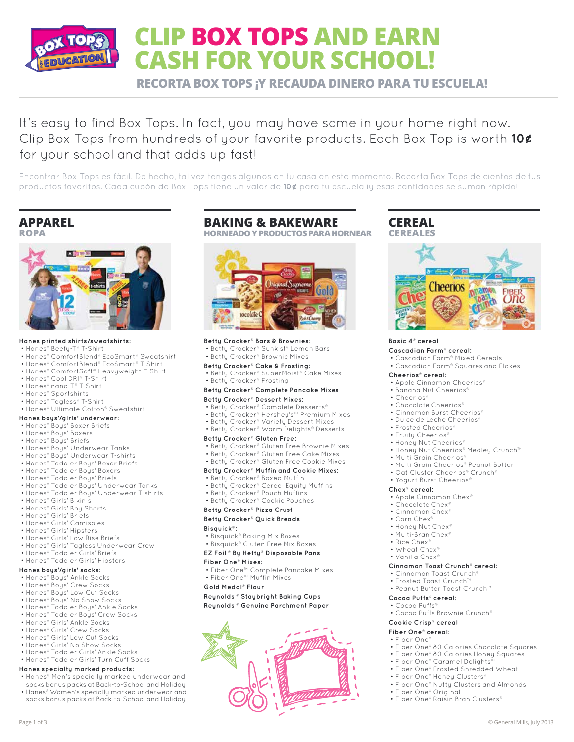# CLIP BOX TOPS AND EARN CASH FOR YOUR SCHOOL!

**RECORTA BOX TOPS ¡Y RECAUDA DINERO PARA TU ESCUELA!**

It's easy to find Box Tops. In fact, you may have some in your home right now. Clip Box Tops from hundreds of your favorite products. Each Box Top is worth **10¢** for your school and that adds up fast!

Encontrar Box Tops es fácil. De hecho, tal vez tengas algunos en tu casa en este momento. Recorta Box Tops de cientos de tus productos favoritos. Cada cupón de Box Tops tiene un valor de **10¢** para tu escuela iy esas cantidades se suman rápido!

## APPAREL
### ROPA

**Hanes printed shirts/sweatshirts:**
- Hanes® Beefy-T® T-Shirt
- Hanes® ComfortBlend® EcoSmart® Sweatshirt
- Hanes® ComfortBlend® EcoSmart® T-Shirt
- Hanes® ComfortSoft® Heavyweight T-Shirt
- Hanes® Cool DRI® T-Shirt
- Hanes® nano-T® T-Shirt
- Hanes® Sportshirts
- Hanes® Tagless® T-Shirt
- Hanes® Ultimate Cotton® Sweatshirt

**Hanes boys'/girls' underwear:**
- Hanes® Boys' Boxer Briefs
- Hanes® Boys' Boxers
- Hanes® Boys' Briefs
- Hanes® Boys' Underwear Tanks
- Hanes® Boys' Underwear T-shirts
- Hanes® Toddler Boys' Boxer Briefs
- Hanes® Toddler Boys' Boxers
- Hanes® Toddler Boys' Briefs
- Hanes® Toddler Boys' Underwear Tanks
- Hanes® Toddler Boys' Underwear T-shirts
- Hanes® Girls' Bikinis
- Hanes® Girls' Boy Shorts
- Hanes® Girls' Briefs
- Hanes® Girls' Camisoles
- Hanes® Girls' Hipsters
- Hanes® Girls' Low Rise Briefs
- Hanes® Girls' Tagless Underwear Crew
- Hanes® Toddler Girls' Briefs
- Hanes® Toddler Girls' Hipsters

**Hanes boys'/girls' socks:**
- Hanes® Boys' Ankle Socks
- Hanes® Boys' Crew Socks
- Hanes® Boys' Low Cut Socks
- Hanes® Boys' No Show Socks
- Hanes® Toddler Boys' Ankle Socks
- Hanes® Toddler Boys' Crew Socks
- Hanes® Girls' Ankle Socks
- Hanes® Girls' Crew Socks
- Hanes® Girls' Low Cut Socks
- Hanes® Girls' No Show Socks
- Hanes® Toddler Girls' Ankle Socks
- Hanes® Toddler Girls' Turn Cuff Socks

**Hanes specialty marked products:**
- Hanes® Men's specially marked underwear and socks bonus packs at Back-to-School and Holiday
- Hanes® Women's specially marked underwear and socks bonus packs at Back-to-School and Holiday

## BAKING & BAKEWARE
### HORNEADO Y PRODUCTOS PARA HORNEAR

**Betty Crocker® Bars & Brownies:**
- Betty Crocker® Sunkist® Lemon Bars
- Betty Crocker® Brownie Mixes

**Betty Crocker® Cake & Frosting:**
- Betty Crocker® SuperMoist® Cake Mixes
- Betty Crocker® Frosting

**Betty Crocker® Complete Pancake Mixes**

**Betty Crocker® Dessert Mixes:**
- Betty Crocker® Complete Desserts®
- Betty Crocker® Hershey's™ Premium Mixes
- Betty Crocker® Variety Dessert Mixes
- Betty Crocker® Warm Delights® Desserts

**Betty Crocker® Gluten Free:**
- Betty Crocker® Gluten Free Brownie Mixes
- Betty Crocker® Gluten Free Cake Mixes
- Betty Crocker® Gluten Free Cookie Mixes

**Betty Crocker® Muffin and Cookie Mixes:**
- Betty Crocker® Boxed Muffin
- Betty Crocker® Cereal Equity Muffins
- Betty Crocker® Pouch Muffins
- Betty Crocker® Cookie Pouches

**Betty Crocker® Pizza Crust**

**Betty Crocker® Quick Breads**

**Bisquick®:**
- Bisquick® Baking Mix Boxes
- Bisquick® Gluten Free Mix Boxes

**EZ Foil ® By Hefty® Disposable Pans**

**Fiber One® Mixes:**
- Fiber One™ Complete Pancake Mixes
- Fiber One™ Muffin Mixes

**Gold Medal® Flour**

**Reynolds ® Staybright Baking Cups**

**Reynolds ® Genuine Parchment Paper**

## CEREAL
### CEREALES

**Basic 4® cereal**

**Cascadian Farm® cereal:**
- Cascadian Farm® Mixed Cereals
- Cascadian Farm® Squares and Flakes

**Cheerios® cereal:**
- Apple Cinnamon Cheerios®
- Banana Nut Cheerios®
- Cheerios®
- Chocolate Cheerios®
- Cinnamon Burst Cheerios®
- Dulce de Leche Cheerios®
- Frosted Cheerios®
- Fruity Cheerios®
- Honey Nut Cheerios®
- Honey Nut Cheerios® Medley Crunch™
- Multi Grain Cheerios®
- Multi Grain Cheerios® Peanut Butter
- Oat Cluster Cheerios® Crunch®
- Yogurt Burst Cheerios®

**Chex® cereal:**
- Apple Cinnamon Chex®
- Chocolate Chex®
- Cinnamon Chex®
- Corn Chex®
- Honey Nut Chex®
- Multi-Bran Chex®
- Rice Chex®
- Wheat Chex®
- Vanilla Chex®

**Cinnamon Toast Crunch® cereal:**
- Cinnamon Toast Crunch®
- Frosted Toast Crunch™
- Peanut Butter Toast Crunch™

**Cocoa Puffs® cereal:**
- Cocoa Puffs®
- Cocoa Puffs Brownie Crunch®

**Cookie Crisp® cereal**

**Fiber One® cereal:**
- Fiber One®
- Fiber One® 80 Calories Chocolate Squares
- Fiber One® 80 Calories Honey Squares
- Fiber One® Caramel Delights™
- Fiber One® Frosted Shredded Wheat
- Fiber One® Honey Clusters®
- Fiber One® Nutty Clusters and Almonds
- Fiber One® Original
- Fiber One® Raisin Bran Clusters®

© General Mills, July 2013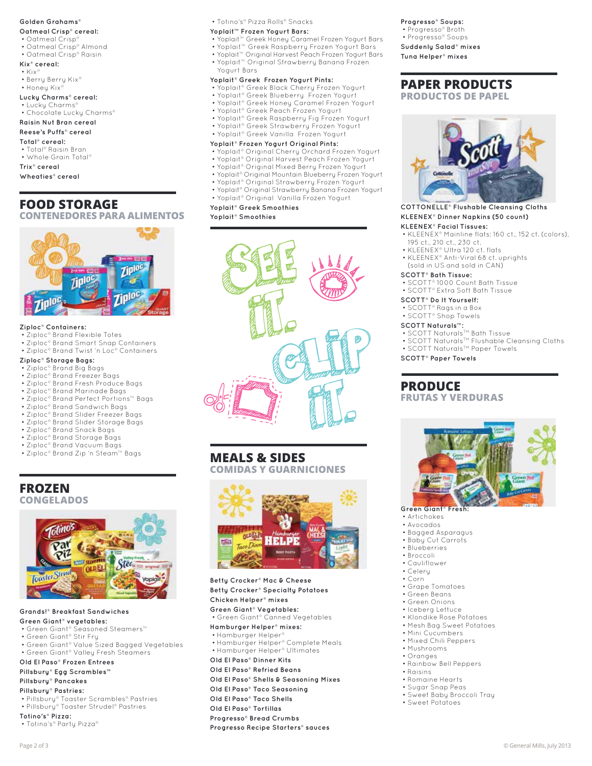**Golden Grahams®**

**Oatmeal Crisp® cereal:**
- Oatmeal Crisp®
- Oatmeal Crisp® Almond
- Oatmeal Crisp® Raisin

**Kix® cereal:**
- Kix®
- Berry Berry Kix®
- Honey Kix®

**Lucky Charms® cereal:**
- Lucky Charms®
- Chocolate Lucky Charms®

**Raisin Nut Bran cereal**

**Reese's Puffs® cereal**

**Total® cereal:**
- Total® Raisin Bran
- Whole Grain Total®

**Trix® cereal**

**Wheaties® cereal**

## FOOD STORAGE
### CONTENEDORES PARA ALIMENTOS

**Ziploc® Containers:**
- Ziploc® Brand Flexible Totes
- Ziploc® Brand Smart Snap Containers
- Ziploc® Brand Twist 'n Loc® Containers

**Ziploc® Storage Bags:**
- Ziploc® Brand Big Bags
- Ziploc® Brand Freezer Bags
- Ziploc® Brand Fresh Produce Bags
- Ziploc® Brand Marinade Bags
- Ziploc® Brand Perfect Portions™ Bags
- Ziploc® Brand Sandwich Bags
- Ziploc® Brand Slider Freezer Bags
- Ziploc® Brand Slider Storage Bags
- Ziploc® Brand Snack Bags
- Ziploc® Brand Storage Bags
- Ziploc® Brand Vacuum Bags
- Ziploc® Brand Zip 'n Steam™ Bags

## FROZEN
### CONGELADOS

**Grands!® Breakfast Sandwiches**

**Green Giant® vegetables:**
- Green Giant® Seasoned Steamers™
- Green Giant® Stir Fry
- Green Giant® Value Sized Bagged Vegetables
- Green Giant® Valley Fresh Steamers

**Old El Paso® Frozen Entrees**

**Pillsbury® Egg Scrambles™**

**Pillsbury® Pancakes**

**Pillsbury® Pastries:**
- Pillsbury® Toaster Scrambles® Pastries
- Pillsbury® Toaster Strudel® Pastries

**Totino's® Pizza:**
- Totino's® Party Pizza®
- Totino's® Pizza Rolls® Snacks

**Yoplait™ Frozen Yogurt Bars:**
- Yoplait™ Greek Honey Caramel Frozen Yogurt Bars
- Yoplait™ Greek Raspberry Frozen Yogurt Bars
- Yoplait™ Original Harvest Peach Frozen Yogurt Bars
- Yoplait™ Original Strawberry Banana Frozen Yogurt Bars

**Yoplait® Greek Frozen Yogurt Pints:**
- Yoplait® Greek Black Cherry Frozen Yogurt
- Yoplait® Greek Blueberry Frozen Yogurt
- Yoplait® Greek Honey Caramel Frozen Yogurt
- Yoplait® Greek Peach Frozen Yogurt
- Yoplait® Greek Raspberry Fig Frozen Yogurt
- Yoplait® Greek Strawberry Frozen Yogurt
- Yoplait® Greek Vanilla Frozen Yogurt

**Yoplait® Frozen Yogurt Original Pints:**
- Yoplait® Original Cherry Orchard Frozen Yogurt
- Yoplait® Original Harvest Peach Frozen Yogurt
- Yoplait® Original Mixed Berry Frozen Yogurt
- Yoplait® Original Mountain Blueberry Frozen Yogurt
- Yoplait® Original Strawberry Frozen Yogurt
- Yoplait® Original Strawberry Banana Frozen Yogurt
- Yoplait® Original Vanilla Frozen Yogurt

**Yoplait® Greek Smoothies**

**Yoplait® Smoothies**

SEE IT. CLIP IT.

## MEALS & SIDES
### COMIDAS Y GUARNICIONES

**Betty Crocker® Mac & Cheese**

**Betty Crocker® Specialty Potatoes**

**Chicken Helper® mixes**

**Green Giant® Vegetables:**
- Green Giant® Canned Vegetables

**Hamburger Helper® mixes:**
- Hamburger Helper®
- Hamburger Helper® Complete Meals
- Hamburger Helper® Ultimates

**Old El Paso® Dinner Kits**

**Old El Paso® Refried Beans**

**Old El Paso® Shells & Seasoning Mixes**

**Old El Paso® Taco Seasoning**

**Old El Paso® Taco Shells**

**Old El Paso® Tortillas**

**Progresso® Bread Crumbs**

**Progresso Recipe Starters® sauces**

**Progresso® Soups:**
- Progresso® Broth
- Progresso® Soups

**Suddenly Salad® mixes**

**Tuna Helper® mixes**

## PAPER PRODUCTS
### PRODUCTOS DE PAPEL

**COTTONELLE® Flushable Cleansing Cloths**

**KLEENEX® Dinner Napkins (50 count)**

**KLEENEX® Facial Tissues:**
- KLEENEX® Mainline flats: 160 ct., 152 ct. (colors), 195 ct., 210 ct., 230 ct.
- KLEENEX® Ultra 120 ct. flats
- KLEENEX® Anti-Viral 68 ct. uprights (sold in US and sold in CAN)

**SCOTT® Bath Tissue:**
- SCOTT® 1000 Count Bath Tissue
- SCOTT® Extra Soft Bath Tissue

**SCOTT® Do It Yourself:**
- SCOTT® Rags in a Box
- SCOTT® Shop Towels

**SCOTT Naturals™:**
- SCOTT Naturals™ Bath Tissue
- SCOTT Naturals™ Flushable Cleansing Cloths
- SCOTT Naturals™ Paper Towels

**SCOTT® Paper Towels**

## PRODUCE
### FRUTAS Y VERDURAS

**Green Giant® Fresh:**
- Artichokes
- Avocados
- Bagged Asparagus
- Baby Cut Carrots
- Blueberries
- Broccoli
- Cauliflower
- Celery
- Corn
- Grape Tomatoes
- Green Beans
- Green Onions
- Iceberg Lettuce
- Klondike Rose Potatoes
- Mesh Bag Sweet Potatoes
- Mini Cucumbers
- Mixed Chili Peppers
- Mushrooms
- Oranges
- Rainbow Bell Peppers
- Raisins
- Romaine Hearts
- Sugar Snap Peas
- Sweet Baby Broccoli Tray
- Sweet Potatoes

© General Mills, July 2013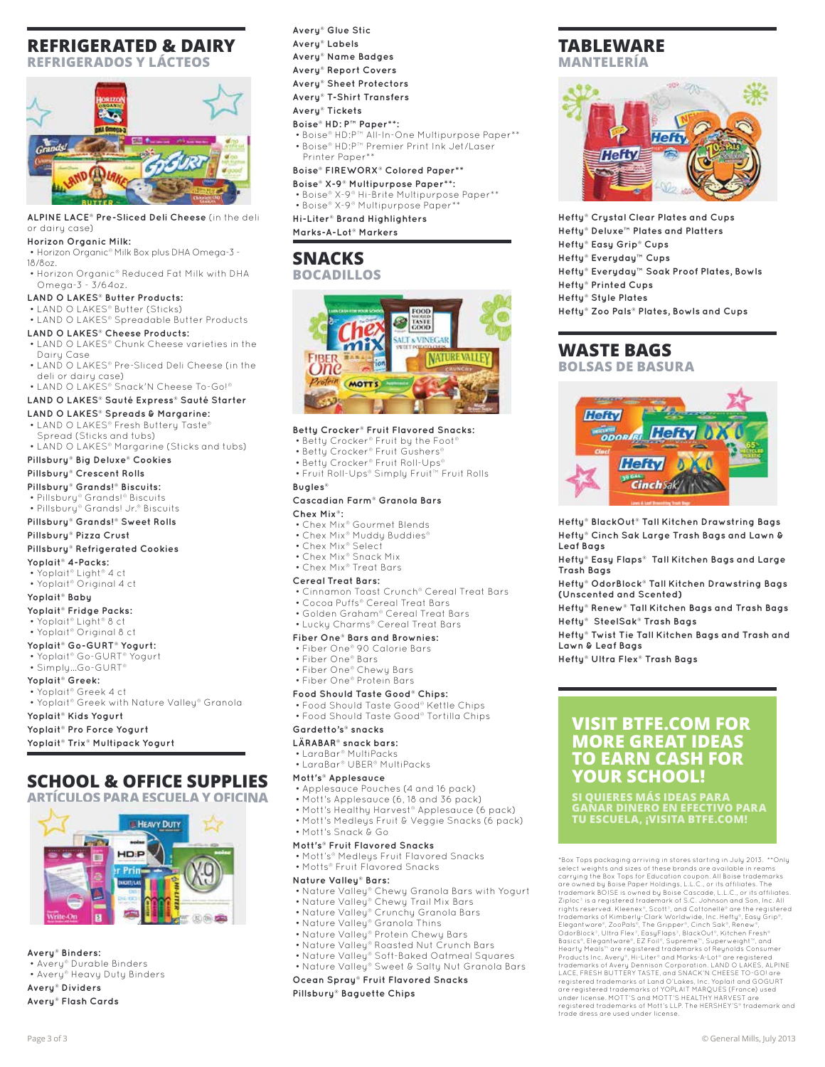## REFRIGERATED & DAIRY
### REFRIGERADOS Y LÁCTEOS

**ALPINE LACE® Pre-Sliced Deli Cheese** (in the deli or dairy case)

**Horizon Organic Milk:**
- Horizon Organic® Milk Box plus DHA Omega-3 - 18/8oz.
- Horizon Organic® Reduced Fat Milk with DHA Omega-3 - 3/64oz.

**LAND O LAKES® Butter Products:**
- LAND O LAKES® Butter (Sticks)
- LAND O LAKES® Spreadable Butter Products

**LAND O LAKES® Cheese Products:**
- LAND O LAKES® Chunk Cheese varieties in the Dairy Case
- LAND O LAKES® Pre-Sliced Deli Cheese (in the deli or dairy case)
- LAND O LAKES® Snack'N Cheese To-Go!®

**LAND O LAKES® Sauté Express® Sauté Starter**

**LAND O LAKES® Spreads & Margarine:**
- LAND O LAKES® Fresh Buttery Taste® Spread (Sticks and tubs)
- LAND O LAKES® Margarine (Sticks and tubs)

**Pillsbury® Big Deluxe® Cookies**

**Pillsbury® Crescent Rolls**

**Pillsbury® Grands!® Biscuits:**
- Pillsbury® Grands!® Biscuits
- Pillsbury® Grands! Jr.® Biscuits

**Pillsbury® Grands!® Sweet Rolls**

**Pillsbury® Pizza Crust**

**Pillsbury® Refrigerated Cookies**

**Yoplait® 4-Packs:**
- Yoplait® Light® 4 ct
- Yoplait® Original 4 ct

**Yoplait® Baby**

**Yoplait® Fridge Packs:**
- Yoplait® Light® 8 ct
- Yoplait® Original 8 ct

**Yoplait® Go-GURT® Yogurt:**
- Yoplait® Go-GURT® Yogurt
- Simply...Go-GURT®

**Yoplait® Greek:**
- Yoplait® Greek 4 ct
- Yoplait® Greek with Nature Valley® Granola

**Yoplait® Kids Yogurt**

**Yoplait® Pro Force Yogurt**

**Yoplait® Trix® Multipack Yogurt**

## SCHOOL & OFFICE SUPPLIES
### ARTÍCULOS PARA ESCUELA Y OFICINA

**Avery® Binders:**
- Avery® Durable Binders
- Avery® Heavy Duty Binders

**Avery® Dividers**

**Avery® Flash Cards**

**Avery® Glue Stic**

**Avery® Labels**

**Avery® Name Badges**

**Avery® Report Covers**

**Avery® Sheet Protectors**

**Avery® T-Shirt Transfers**

**Avery® Tickets**

**Boise® HD: P™ Paper\*\*:**
- Boise® HD:P™ All-In-One Multipurpose Paper\*\*
- Boise® HD:P™ Premier Print Ink Jet/Laser Printer Paper\*\*

**Boise® FIREWORX® Colored Paper\*\***

**Boise® X-9® Multipurpose Paper\*\*:**
- Boise® X-9® Hi-Brite Multipurpose Paper\*\*
- Boise® X-9® Multipurpose Paper\*\*

**Hi-Liter® Brand Highlighters**

**Marks-A-Lot® Markers**

## SNACKS
### BOCADILLOS

**Betty Crocker® Fruit Flavored Snacks:**
- Betty Crocker® Fruit by the Foot®
- Betty Crocker® Fruit Gushers®
- Betty Crocker® Fruit Roll-Ups®
- Fruit Roll-Ups® Simply Fruit™ Fruit Rolls

**Bugles®**

**Cascadian Farm® Granola Bars**

**Chex Mix®:**
- Chex Mix® Gourmet Blends
- Chex Mix® Muddy Buddies®
- Chex Mix® Select
- Chex Mix® Snack Mix
- Chex Mix® Treat Bars

**Cereal Treat Bars:**
- Cinnamon Toast Crunch® Cereal Treat Bars
- Cocoa Puffs® Cereal Treat Bars
- Golden Graham® Cereal Treat Bars
- Lucky Charms® Cereal Treat Bars

**Fiber One® Bars and Brownies:**
- Fiber One® 90 Calorie Bars
- Fiber One® Bars
- Fiber One® Chewy Bars
- Fiber One® Protein Bars

**Food Should Taste Good® Chips:**
- Food Should Taste Good® Kettle Chips
- Food Should Taste Good® Tortilla Chips

**Gardetto's® snacks**

**LÄRABAR® snack bars:**
- LaraBar® MultiPacks
- LaraBar® UBER® MultiPacks

**Mott's® Applesauce**
- Applesauce Pouches (4 and 16 pack)
- Mott's Applesauce (6, 18 and 36 pack)
- Mott's Healthy Harvest® Applesauce (6 pack)
- Mott's Medleys Fruit & Veggie Snacks (6 pack)
- Mott's Snack & Go

**Mott's® Fruit Flavored Snacks**
- Mott's® Medleys Fruit Flavored Snacks
- Motts® Fruit Flavored Snacks

**Nature Valley® Bars:**
- Nature Valley® Chewy Granola Bars with Yogurt
- Nature Valley® Chewy Trail Mix Bars
- Nature Valley® Crunchy Granola Bars
- Nature Valley® Granola Thins
- Nature Valley® Protein Chewy Bars
- Nature Valley® Roasted Nut Crunch Bars
- Nature Valley® Soft-Baked Oatmeal Squares
- Nature Valley® Sweet & Salty Nut Granola Bars

**Ocean Spray® Fruit Flavored Snacks**

**Pillsbury® Baguette Chips**

## TABLEWARE
### MANTELERÍA

**Hefty® Crystal Clear Plates and Cups**

**Hefty® Deluxe™ Plates and Platters**

**Hefty® Easy Grip® Cups**

**Hefty® Everyday™ Cups**

**Hefty® Everyday™ Soak Proof Plates, Bowls**

**Hefty® Printed Cups**

**Hefty® Style Plates**

**Hefty® Zoo Pals® Plates, Bowls and Cups**

## WASTE BAGS
### BOLSAS DE BASURA

**Hefty® BlackOut® Tall Kitchen Drawstring Bags**

**Hefty® Cinch Sak Large Trash Bags and Lawn & Leaf Bags**

**Hefty® Easy Flaps® Tall Kitchen Bags and Large Trash Bags**

**Hefty® OdorBlock® Tall Kitchen Drawstring Bags (Unscented and Scented)**

**Hefty® Renew® Tall Kitchen Bags and Trash Bags**

**Hefty® SteelSak® Trash Bags**

**Hefty® Twist Tie Tall Kitchen Bags and Trash and Lawn & Leaf Bags**

**Hefty® Ultra Flex® Trash Bags**

## VISIT BTFE.COM FOR MORE GREAT IDEAS TO EARN CASH FOR YOUR SCHOOL!

**SI QUIERES MÁS IDEAS PARA GANAR DINERO EN EFECTIVO PARA TU ESCUELA, ¡VISITA BTFE.COM!**

\*Box Tops packaging arriving in stores starting in July 2013. \*\*Only select weights and sizes of these brands are available in reams carrying the Box Tops for Education coupon. All Boise trademarks are owned by Boise Paper Holdings, L.L.C., or its affiliates. The trademark BOISE is owned by Boise Cascade, L.L.C., or its affiliates. Ziploc® is a registered trademark of S.C. Johnson and Son, Inc. All rights reserved. Kleenex®, Scott®, and Cottonelle® are the registered trademarks of Kimberly-Clark Worldwide, Inc. Hefty®, Easy Grip®, Elegantware®, ZooPals®, The Gripper®, Cinch Sak®, Renew®, OdorBlock®, Ultra Flex®, EasyFlaps®, BlackOut®, Kitchen Fresh® Basics®, Elegantware®, EZ Foil®, Supreme®, Superweight™, and Hearty Meals™ are registered trademarks of Reynolds Consumer Products Inc. Avery®, Hi-Liter® and Marks-A-Lot® are registered trademarks of Avery Dennison Corporation. LAND O LAKES, ALPINE LACE, FRESH BUTTERY TASTE, and SNACK'N CHEESE TO-GO! are registered trademarks of Land O'Lakes, Inc. Yoplait and GOGURT are registered trademarks of YOPLAIT MARQUES (France) used under license. MOTT'S and MOTT'S HEALTHY HARVEST are registered trademarks of Mott's LLP. The HERSHEY'S® trademark and trade dress are used under license.

© General Mills, July 2013